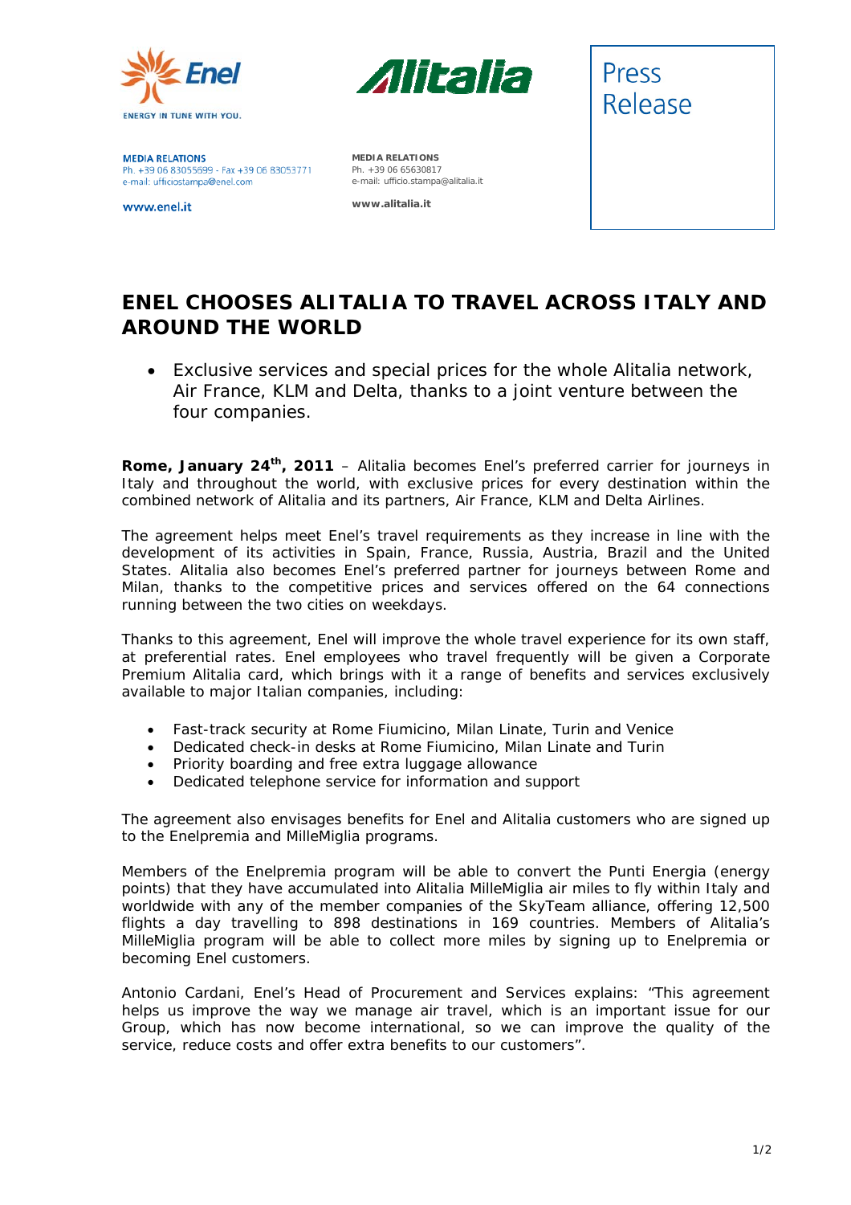ENERGY IN TUNE WITH YOU.

**MEDIA RELATIONS**
Ph. +39 06 83055699 - Fax +39 06 83053771
e-mail: ufficiostampa@enel.com

www.enel.it

**MEDIA RELATIONS**
Ph. +39 06 65630817
e-mail: ufficio.stampa@alitalia.it

**www.alitalia.it**

Press Release

# ENEL CHOOSES ALITALIA TO TRAVEL ACROSS ITALY AND AROUND THE WORLD

- Exclusive services and special prices for the whole Alitalia network, Air France, KLM and Delta, thanks to a joint venture between the four companies.

**Rome, January 24th, 2011** – Alitalia becomes Enel's preferred carrier for journeys in Italy and throughout the world, with exclusive prices for every destination within the combined network of Alitalia and its partners, Air France, KLM and Delta Airlines.

The agreement helps meet Enel's travel requirements as they increase in line with the development of its activities in Spain, France, Russia, Austria, Brazil and the United States. Alitalia also becomes Enel's preferred partner for journeys between Rome and Milan, thanks to the competitive prices and services offered on the 64 connections running between the two cities on weekdays.

Thanks to this agreement, Enel will improve the whole travel experience for its own staff, at preferential rates. Enel employees who travel frequently will be given a Corporate Premium Alitalia card, which brings with it a range of benefits and services exclusively available to major Italian companies, including:

- Fast-track security at Rome Fiumicino, Milan Linate, Turin and Venice
- Dedicated check-in desks at Rome Fiumicino, Milan Linate and Turin
- Priority boarding and free extra luggage allowance
- Dedicated telephone service for information and support

The agreement also envisages benefits for Enel and Alitalia customers who are signed up to the Enelpremia and MilleMiglia programs.

Members of the Enelpremia program will be able to convert the Punti Energia (energy points) that they have accumulated into Alitalia MilleMiglia air miles to fly within Italy and worldwide with any of the member companies of the SkyTeam alliance, offering 12,500 flights a day travelling to 898 destinations in 169 countries. Members of Alitalia's MilleMiglia program will be able to collect more miles by signing up to Enelpremia or becoming Enel customers.

Antonio Cardani, Enel's Head of Procurement and Services explains: "This agreement helps us improve the way we manage air travel, which is an important issue for our Group, which has now become international, so we can improve the quality of the service, reduce costs and offer extra benefits to our customers".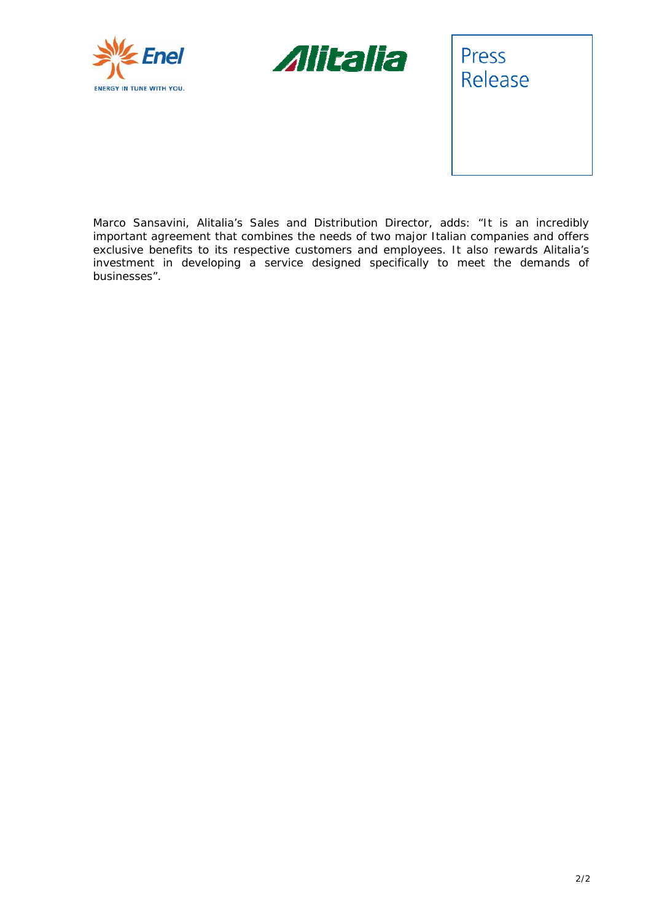Marco Sansavini, Alitalia's Sales and Distribution Director, adds: "It is an incredibly important agreement that combines the needs of two major Italian companies and offers exclusive benefits to its respective customers and employees. It also rewards Alitalia's investment in developing a service designed specifically to meet the demands of businesses".